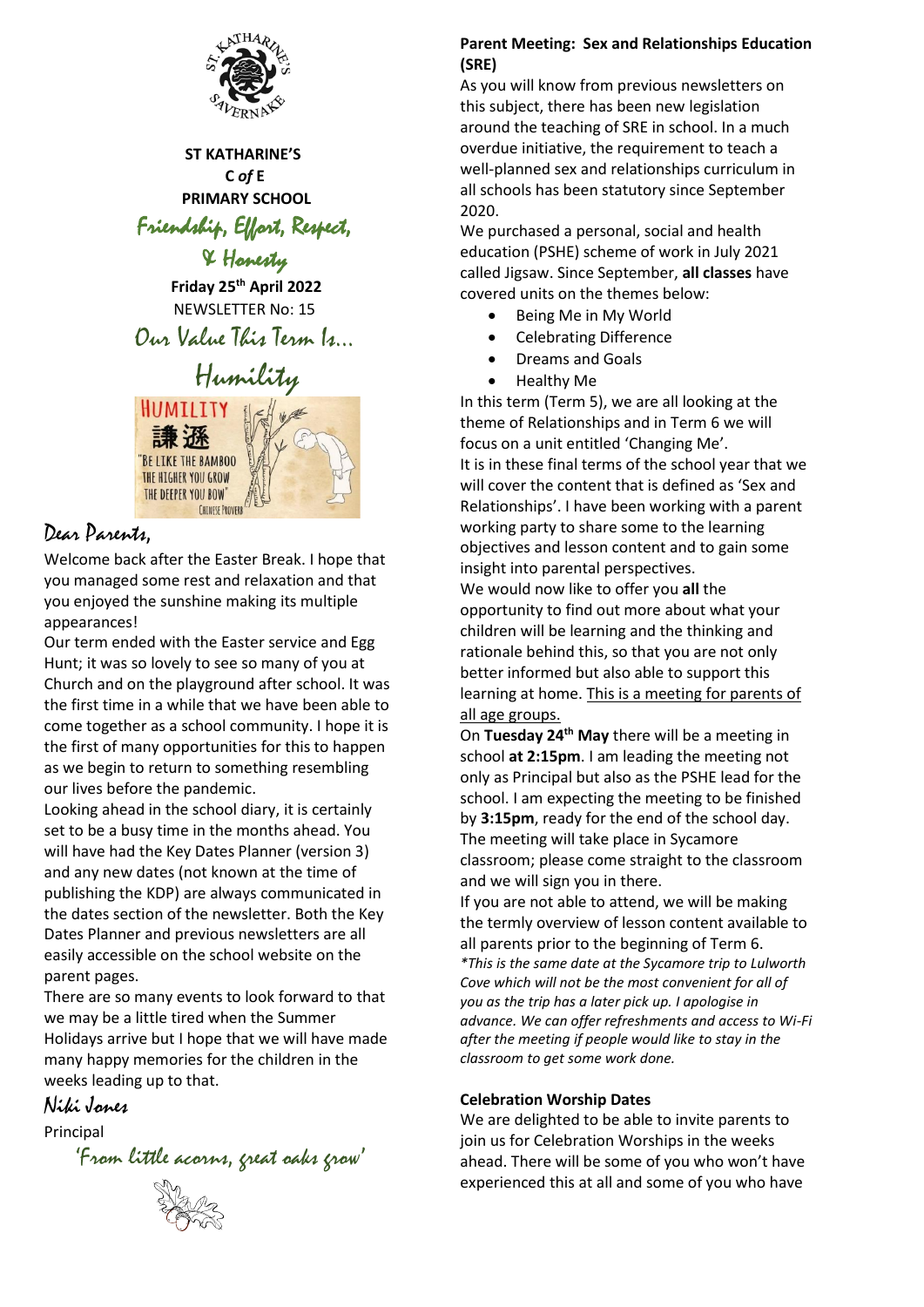**ST KATHARINE'S**
**C *of* E**
**PRIMARY SCHOOL**

*Friendship, Effort, Respect, & Honesty*

**Friday 25th April 2022**
NEWSLETTER No: 15

*Our Value This Term Is…*

*Humility*

HUMILITY
謙遜
"BE LIKE THE BAMBOO THE HIGHER YOU GROW THE DEEPER YOU BOW"
CHINESE PROVERB

*Dear Parents,*

Welcome back after the Easter Break. I hope that you managed some rest and relaxation and that you enjoyed the sunshine making its multiple appearances!

Our term ended with the Easter service and Egg Hunt; it was so lovely to see so many of you at Church and on the playground after school. It was the first time in a while that we have been able to come together as a school community. I hope it is the first of many opportunities for this to happen as we begin to return to something resembling our lives before the pandemic.

Looking ahead in the school diary, it is certainly set to be a busy time in the months ahead. You will have had the Key Dates Planner (version 3) and any new dates (not known at the time of publishing the KDP) are always communicated in the dates section of the newsletter. Both the Key Dates Planner and previous newsletters are all easily accessible on the school website on the parent pages.

There are so many events to look forward to that we may be a little tired when the Summer Holidays arrive but I hope that we will have made many happy memories for the children in the weeks leading up to that.

*Niki Jones*

Principal

*'From little acorns, great oaks grow'*

**Parent Meeting: Sex and Relationships Education (SRE)**

As you will know from previous newsletters on this subject, there has been new legislation around the teaching of SRE in school. In a much overdue initiative, the requirement to teach a well-planned sex and relationships curriculum in all schools has been statutory since September 2020.

We purchased a personal, social and health education (PSHE) scheme of work in July 2021 called Jigsaw. Since September, **all classes** have covered units on the themes below:

- Being Me in My World
- Celebrating Difference
- Dreams and Goals
- Healthy Me

In this term (Term 5), we are all looking at the theme of Relationships and in Term 6 we will focus on a unit entitled 'Changing Me'.

It is in these final terms of the school year that we will cover the content that is defined as 'Sex and Relationships'. I have been working with a parent working party to share some to the learning objectives and lesson content and to gain some insight into parental perspectives.

We would now like to offer you **all** the opportunity to find out more about what your children will be learning and the thinking and rationale behind this, so that you are not only better informed but also able to support this learning at home. <u>This is a meeting for parents of all age groups.</u>

On **Tuesday 24th May** there will be a meeting in school **at 2:15pm**. I am leading the meeting not only as Principal but also as the PSHE lead for the school. I am expecting the meeting to be finished by **3:15pm**, ready for the end of the school day. The meeting will take place in Sycamore classroom; please come straight to the classroom and we will sign you in there.

If you are not able to attend, we will be making the termly overview of lesson content available to all parents prior to the beginning of Term 6.

*\*This is the same date at the Sycamore trip to Lulworth Cove which will not be the most convenient for all of you as the trip has a later pick up. I apologise in advance. We can offer refreshments and access to Wi-Fi after the meeting if people would like to stay in the classroom to get some work done.*

**Celebration Worship Dates**

We are delighted to be able to invite parents to join us for Celebration Worships in the weeks ahead. There will be some of you who won't have experienced this at all and some of you who have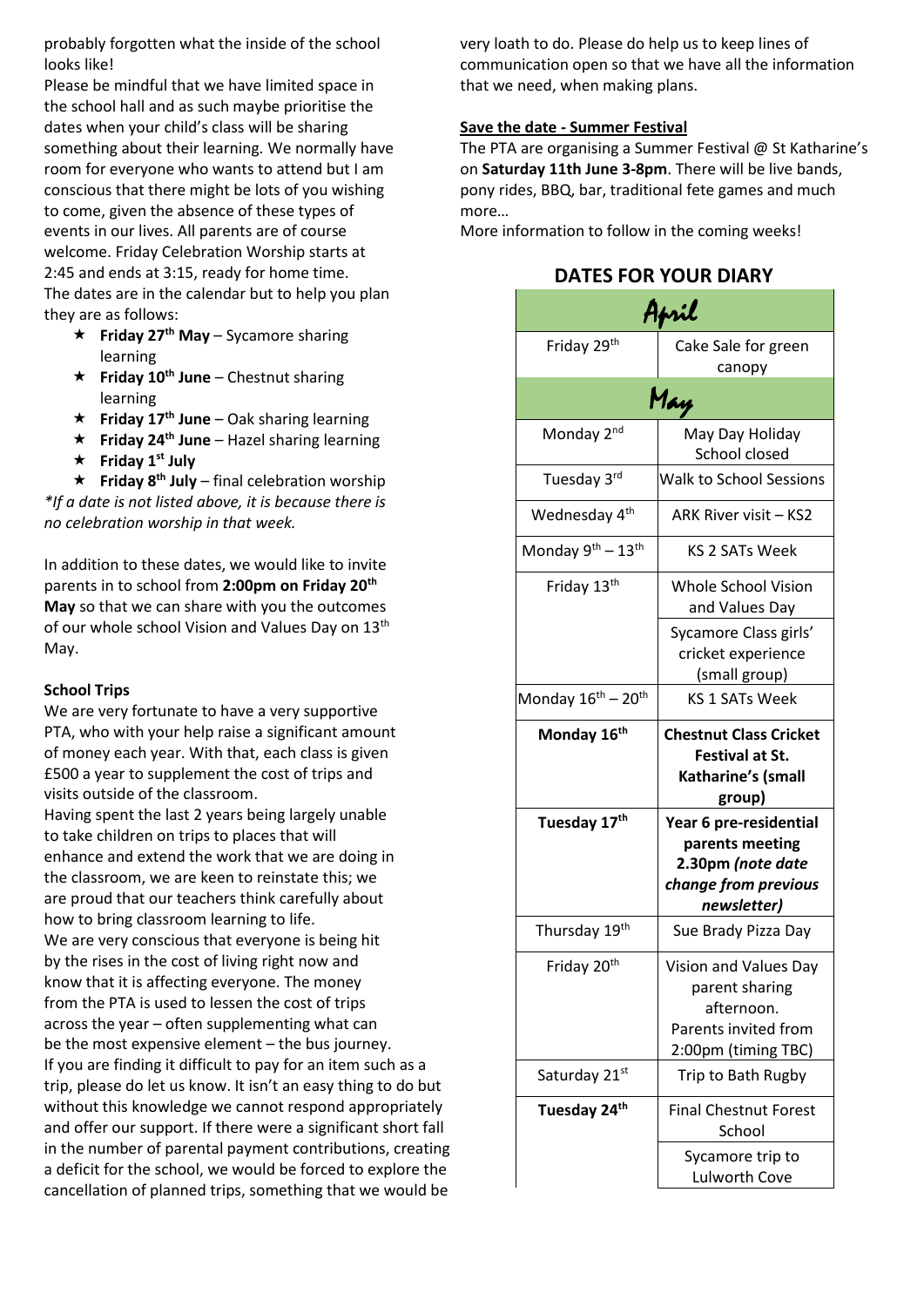probably forgotten what the inside of the school looks like!

Please be mindful that we have limited space in the school hall and as such maybe prioritise the dates when your child's class will be sharing something about their learning. We normally have room for everyone who wants to attend but I am conscious that there might be lots of you wishing to come, given the absence of these types of events in our lives. All parents are of course welcome. Friday Celebration Worship starts at 2:45 and ends at 3:15, ready for home time. The dates are in the calendar but to help you plan they are as follows:

- **Friday 27th May** – Sycamore sharing learning
- **Friday 10th June** – Chestnut sharing learning
- **Friday 17th June** – Oak sharing learning
- **Friday 24th June** – Hazel sharing learning
- **Friday 1st July**
- **Friday 8th July** – final celebration worship

*\*If a date is not listed above, it is because there is no celebration worship in that week.*

In addition to these dates, we would like to invite parents in to school from **2:00pm on Friday 20th May** so that we can share with you the outcomes of our whole school Vision and Values Day on 13th May.

**School Trips**

We are very fortunate to have a very supportive PTA, who with your help raise a significant amount of money each year. With that, each class is given £500 a year to supplement the cost of trips and visits outside of the classroom.

Having spent the last 2 years being largely unable to take children on trips to places that will enhance and extend the work that we are doing in the classroom, we are keen to reinstate this; we are proud that our teachers think carefully about how to bring classroom learning to life.

We are very conscious that everyone is being hit by the rises in the cost of living right now and know that it is affecting everyone. The money from the PTA is used to lessen the cost of trips across the year – often supplementing what can be the most expensive element – the bus journey.

If you are finding it difficult to pay for an item such as a trip, please do let us know. It isn't an easy thing to do but without this knowledge we cannot respond appropriately and offer our support. If there were a significant short fall in the number of parental payment contributions, creating a deficit for the school, we would be forced to explore the cancellation of planned trips, something that we would be very loath to do. Please do help us to keep lines of communication open so that we have all the information that we need, when making plans.

**Save the date - Summer Festival**

The PTA are organising a Summer Festival @ St Katharine's on **Saturday 11th June 3-8pm**. There will be live bands, pony rides, BBQ, bar, traditional fete games and much more…

More information to follow in the coming weeks!

## DATES FOR YOUR DIARY

| April | |
|---|---|
| Friday 29th | Cake Sale for green canopy |
| **May** | |
| Monday 2nd | May Day Holiday School closed |
| Tuesday 3rd | Walk to School Sessions |
| Wednesday 4th | ARK River visit – KS2 |
| Monday 9th – 13th | KS 2 SATs Week |
| Friday 13th | Whole School Vision and Values Day |
| | Sycamore Class girls' cricket experience (small group) |
| Monday 16th – 20th | KS 1 SATs Week |
| **Monday 16th** | **Chestnut Class Cricket Festival at St. Katharine's (small group)** |
| **Tuesday 17th** | **Year 6 pre-residential parents meeting 2.30pm *(note date change from previous newsletter)*** |
| Thursday 19th | Sue Brady Pizza Day |
| Friday 20th | Vision and Values Day parent sharing afternoon. Parents invited from 2:00pm (timing TBC) |
| Saturday 21st | Trip to Bath Rugby |
| **Tuesday 24th** | Final Chestnut Forest School |
| | Sycamore trip to Lulworth Cove |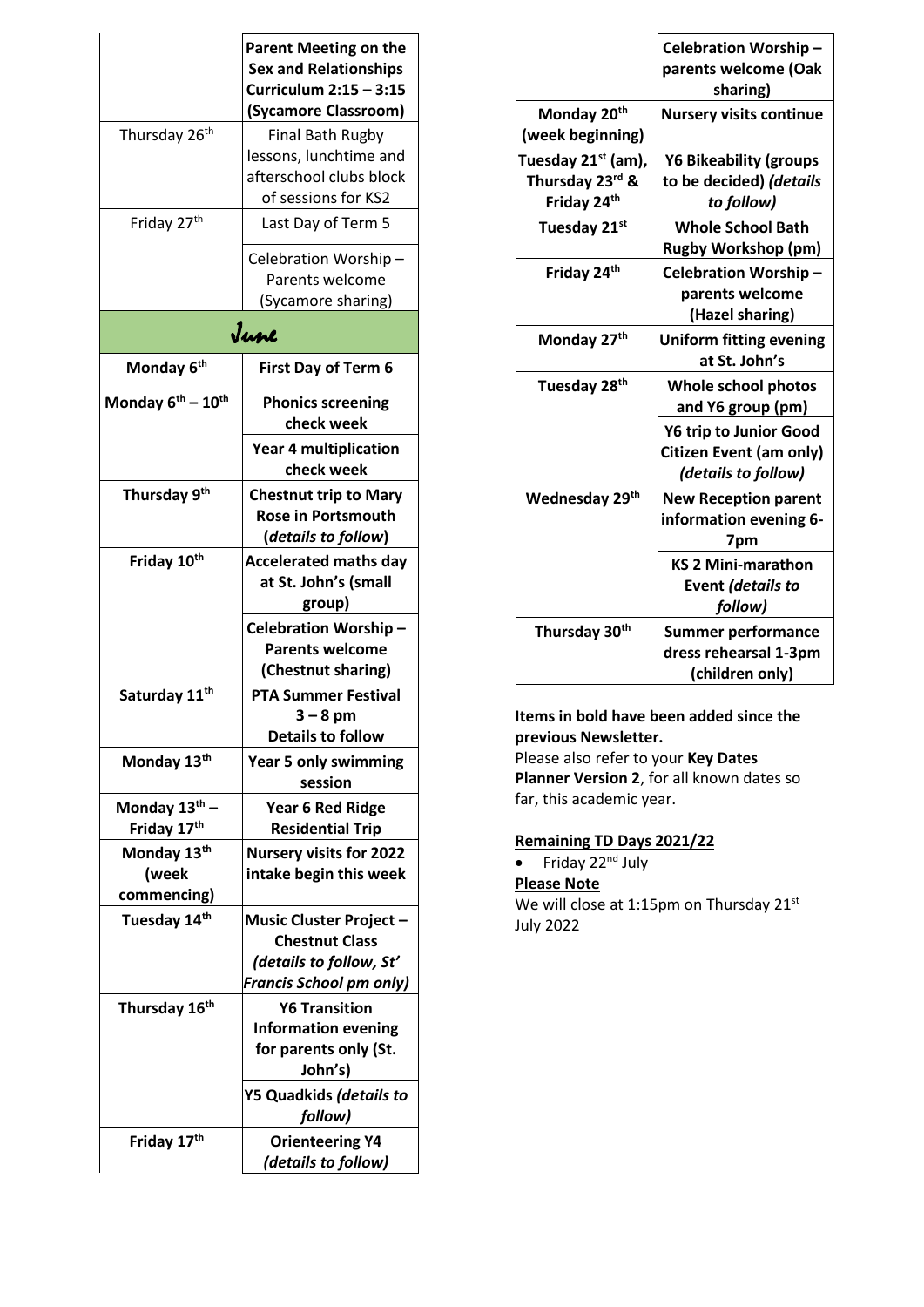| | |
|---|---|
| | **Parent Meeting on the Sex and Relationships Curriculum 2:15 – 3:15 (Sycamore Classroom)** |
| Thursday 26th | Final Bath Rugby lessons, lunchtime and afterschool clubs block of sessions for KS2 |
| Friday 27th | Last Day of Term 5 |
| | Celebration Worship – Parents welcome (Sycamore sharing) |
| **June** | |
| **Monday 6th** | **First Day of Term 6** |
| **Monday 6th – 10th** | **Phonics screening check week** |
| | **Year 4 multiplication check week** |
| **Thursday 9th** | **Chestnut trip to Mary Rose in Portsmouth (*details to follow*)** |
| **Friday 10th** | **Accelerated maths day at St. John's (small group)** |
| | **Celebration Worship – Parents welcome (Chestnut sharing)** |
| **Saturday 11th** | **PTA Summer Festival 3 – 8 pm Details to follow** |
| **Monday 13th** | **Year 5 only swimming session** |
| **Monday 13th – Friday 17th** | **Year 6 Red Ridge Residential Trip** |
| **Monday 13th (week commencing)** | **Nursery visits for 2022 intake begin this week** |
| **Tuesday 14th** | **Music Cluster Project – Chestnut Class *(details to follow, St' Francis School pm only)*** |
| **Thursday 16th** | **Y6 Transition Information evening for parents only (St. John's)** |
| | **Y5 Quadkids *(details to follow)*** |
| **Friday 17th** | **Orienteering Y4 *(details to follow)*** |
| | **Celebration Worship – parents welcome (Oak sharing)** |
| **Monday 20th (week beginning)** | **Nursery visits continue** |
| **Tuesday 21st (am), Thursday 23rd & Friday 24th** | **Y6 Bikeability (groups to be decided) *(details to follow)*** |
| **Tuesday 21st** | **Whole School Bath Rugby Workshop (pm)** |
| **Friday 24th** | **Celebration Worship – parents welcome (Hazel sharing)** |
| **Monday 27th** | **Uniform fitting evening at St. John's** |
| **Tuesday 28th** | **Whole school photos and Y6 group (pm)** |
| | **Y6 trip to Junior Good Citizen Event (am only) *(details to follow)*** |
| **Wednesday 29th** | **New Reception parent information evening 6-7pm** |
| | **KS 2 Mini-marathon Event *(details to follow)*** |
| **Thursday 30th** | **Summer performance dress rehearsal 1-3pm (children only)** |

**Items in bold have been added since the previous Newsletter.**
Please also refer to your **Key Dates Planner Version 2**, for all known dates so far, this academic year.

**Remaining TD Days 2021/22**

- Friday 22nd July

**Please Note**

We will close at 1:15pm on Thursday 21st July 2022